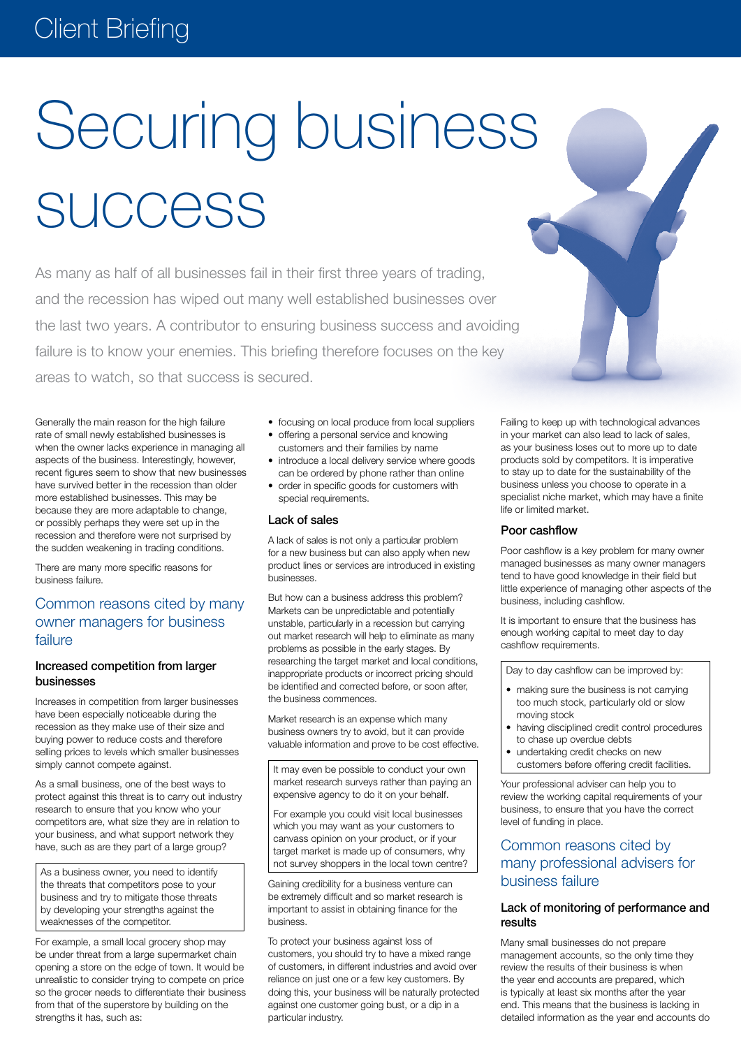Client Briefing

# Securing business success

As many as half of all businesses fail in their first three years of trading, and the recession has wiped out many well established businesses over the last two years. A contributor to ensuring business success and avoiding failure is to know your enemies. This briefing therefore focuses on the key areas to watch, so that success is secured.

Generally the main reason for the high failure rate of small newly established businesses is when the owner lacks experience in managing all aspects of the business. Interestingly, however, recent figures seem to show that new businesses have survived better in the recession than older more established businesses. This may be because they are more adaptable to change, or possibly perhaps they were set up in the recession and therefore were not surprised by the sudden weakening in trading conditions.

There are many more specific reasons for business failure.

## Common reasons cited by many owner managers for business failure

### Increased competition from larger businesses

Increases in competition from larger businesses have been especially noticeable during the recession as they make use of their size and buying power to reduce costs and therefore selling prices to levels which smaller businesses simply cannot compete against.

As a small business, one of the best ways to protect against this threat is to carry out industry research to ensure that you know who your competitors are, what size they are in relation to your business, and what support network they have, such as are they part of a large group?

> As a business owner, you need to identify the threats that competitors pose to your business and try to mitigate those threats by developing your strengths against the weaknesses of the competitor.

For example, a small local grocery shop may be under threat from a large supermarket chain opening a store on the edge of town. It would be unrealistic to consider trying to compete on price so the grocer needs to differentiate their business from that of the superstore by building on the strengths it has, such as:

- focusing on local produce from local suppliers
- offering a personal service and knowing customers and their families by name
- introduce a local delivery service where goods can be ordered by phone rather than online
- order in specific goods for customers with special requirements.

### Lack of sales

A lack of sales is not only a particular problem for a new business but can also apply when new product lines or services are introduced in existing businesses.

But how can a business address this problem? Markets can be unpredictable and potentially unstable, particularly in a recession but carrying out market research will help to eliminate as many problems as possible in the early stages. By researching the target market and local conditions, inappropriate products or incorrect pricing should be identified and corrected before, or soon after, the business commences.

Market research is an expense which many business owners try to avoid, but it can provide valuable information and prove to be cost effective.

> It may even be possible to conduct your own market research surveys rather than paying an expensive agency to do it on your behalf.
>
> For example you could visit local businesses which you may want as your customers to canvass opinion on your product, or if your target market is made up of consumers, why not survey shoppers in the local town centre?

Gaining credibility for a business venture can be extremely difficult and so market research is important to assist in obtaining finance for the business.

To protect your business against loss of customers, you should try to have a mixed range of customers, in different industries and avoid over reliance on just one or a few key customers. By doing this, your business will be naturally protected against one customer going bust, or a dip in a particular industry.

Failing to keep up with technological advances in your market can also lead to lack of sales, as your business loses out to more up to date products sold by competitors. It is imperative to stay up to date for the sustainability of the business unless you choose to operate in a specialist niche market, which may have a finite life or limited market.

### Poor cashflow

Poor cashflow is a key problem for many owner managed businesses as many owner managers tend to have good knowledge in their field but little experience of managing other aspects of the business, including cashflow.

It is important to ensure that the business has enough working capital to meet day to day cashflow requirements.

> Day to day cashflow can be improved by:
>
> - making sure the business is not carrying too much stock, particularly old or slow moving stock
> - having disciplined credit control procedures to chase up overdue debts
> - undertaking credit checks on new customers before offering credit facilities.

Your professional adviser can help you to review the working capital requirements of your business, to ensure that you have the correct level of funding in place.

## Common reasons cited by many professional advisers for business failure

### Lack of monitoring of performance and results

Many small businesses do not prepare management accounts, so the only time they review the results of their business is when the year end accounts are prepared, which is typically at least six months after the year end. This means that the business is lacking in detailed information as the year end accounts do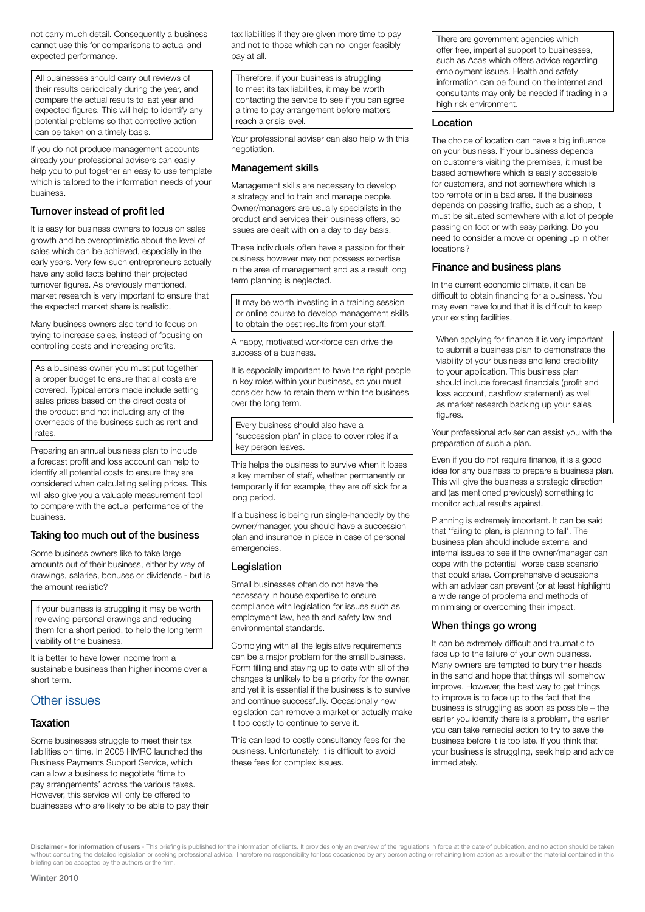not carry much detail. Consequently a business cannot use this for comparisons to actual and expected performance.

All businesses should carry out reviews of their results periodically during the year, and compare the actual results to last year and expected figures. This will help to identify any potential problems so that corrective action can be taken on a timely basis.

If you do not produce management accounts already your professional advisers can easily help you to put together an easy to use template which is tailored to the information needs of your business.

### Turnover instead of profit led

It is easy for business owners to focus on sales growth and be overoptimistic about the level of sales which can be achieved, especially in the early years. Very few such entrepreneurs actually have any solid facts behind their projected turnover figures. As previously mentioned, market research is very important to ensure that the expected market share is realistic.

Many business owners also tend to focus on trying to increase sales, instead of focusing on controlling costs and increasing profits.

As a business owner you must put together a proper budget to ensure that all costs are covered. Typical errors made include setting sales prices based on the direct costs of the product and not including any of the overheads of the business such as rent and rates.

Preparing an annual business plan to include a forecast profit and loss account can help to identify all potential costs to ensure they are considered when calculating selling prices. This will also give you a valuable measurement tool to compare with the actual performance of the business.

### Taking too much out of the business

Some business owners like to take large amounts out of their business, either by way of drawings, salaries, bonuses or dividends - but is the amount realistic?

If your business is struggling it may be worth reviewing personal drawings and reducing them for a short period, to help the long term viability of the business.

It is better to have lower income from a sustainable business than higher income over a short term.

## Other issues

### Taxation

Some businesses struggle to meet their tax liabilities on time. In 2008 HMRC launched the Business Payments Support Service, which can allow a business to negotiate 'time to pay arrangements' across the various taxes. However, this service will only be offered to businesses who are likely to be able to pay their tax liabilities if they are given more time to pay and not to those which can no longer feasibly pay at all.

Therefore, if your business is struggling to meet its tax liabilities, it may be worth contacting the service to see if you can agree a time to pay arrangement before matters reach a crisis level.

Your professional adviser can also help with this negotiation.

### Management skills

Management skills are necessary to develop a strategy and to train and manage people. Owner/managers are usually specialists in the product and services their business offers, so issues are dealt with on a day to day basis.

These individuals often have a passion for their business however may not possess expertise in the area of management and as a result long term planning is neglected.

It may be worth investing in a training session or online course to develop management skills to obtain the best results from your staff.

A happy, motivated workforce can drive the success of a business.

It is especially important to have the right people in key roles within your business, so you must consider how to retain them within the business over the long term.

Every business should also have a 'succession plan' in place to cover roles if a key person leaves.

This helps the business to survive when it loses a key member of staff, whether permanently or temporarily if for example, they are off sick for a long period.

If a business is being run single-handedly by the owner/manager, you should have a succession plan and insurance in place in case of personal emergencies.

### Legislation

Small businesses often do not have the necessary in house expertise to ensure compliance with legislation for issues such as employment law, health and safety law and environmental standards.

Complying with all the legislative requirements can be a major problem for the small business. Form filling and staying up to date with all of the changes is unlikely to be a priority for the owner, and yet it is essential if the business is to survive and continue successfully. Occasionally new legislation can remove a market or actually make it too costly to continue to serve it.

This can lead to costly consultancy fees for the business. Unfortunately, it is difficult to avoid these fees for complex issues.

There are government agencies which offer free, impartial support to businesses, such as Acas which offers advice regarding employment issues. Health and safety information can be found on the internet and consultants may only be needed if trading in a high risk environment.

### Location

The choice of location can have a big influence on your business. If your business depends on customers visiting the premises, it must be based somewhere which is easily accessible for customers, and not somewhere which is too remote or in a bad area. If the business depends on passing traffic, such as a shop, it must be situated somewhere with a lot of people passing on foot or with easy parking. Do you need to consider a move or opening up in other locations?

### Finance and business plans

In the current economic climate, it can be difficult to obtain financing for a business. You may even have found that it is difficult to keep your existing facilities.

When applying for finance it is very important to submit a business plan to demonstrate the viability of your business and lend credibility to your application. This business plan should include forecast financials (profit and loss account, cashflow statement) as well as market research backing up your sales figures.

Your professional adviser can assist you with the preparation of such a plan.

Even if you do not require finance, it is a good idea for any business to prepare a business plan. This will give the business a strategic direction and (as mentioned previously) something to monitor actual results against.

Planning is extremely important. It can be said that 'failing to plan, is planning to fail'. The business plan should include external and internal issues to see if the owner/manager can cope with the potential 'worse case scenario' that could arise. Comprehensive discussions with an adviser can prevent (or at least highlight) a wide range of problems and methods of minimising or overcoming their impact.

### When things go wrong

It can be extremely difficult and traumatic to face up to the failure of your own business. Many owners are tempted to bury their heads in the sand and hope that things will somehow improve. However, the best way to get things to improve is to face up to the fact that the business is struggling as soon as possible – the earlier you identify there is a problem, the earlier you can take remedial action to try to save the business before it is too late. If you think that your business is struggling, seek help and advice immediately.

**Disclaimer - for information of users** - This briefing is published for the information of clients. It provides only an overview of the regulations in force at the date of publication, and no action should be taken without consulting the detailed legislation or seeking professional advice. Therefore no responsibility for loss occasioned by any person acting or refraining from action as a result of the material contained in this briefing can be accepted by the authors or the firm.

Winter 2010